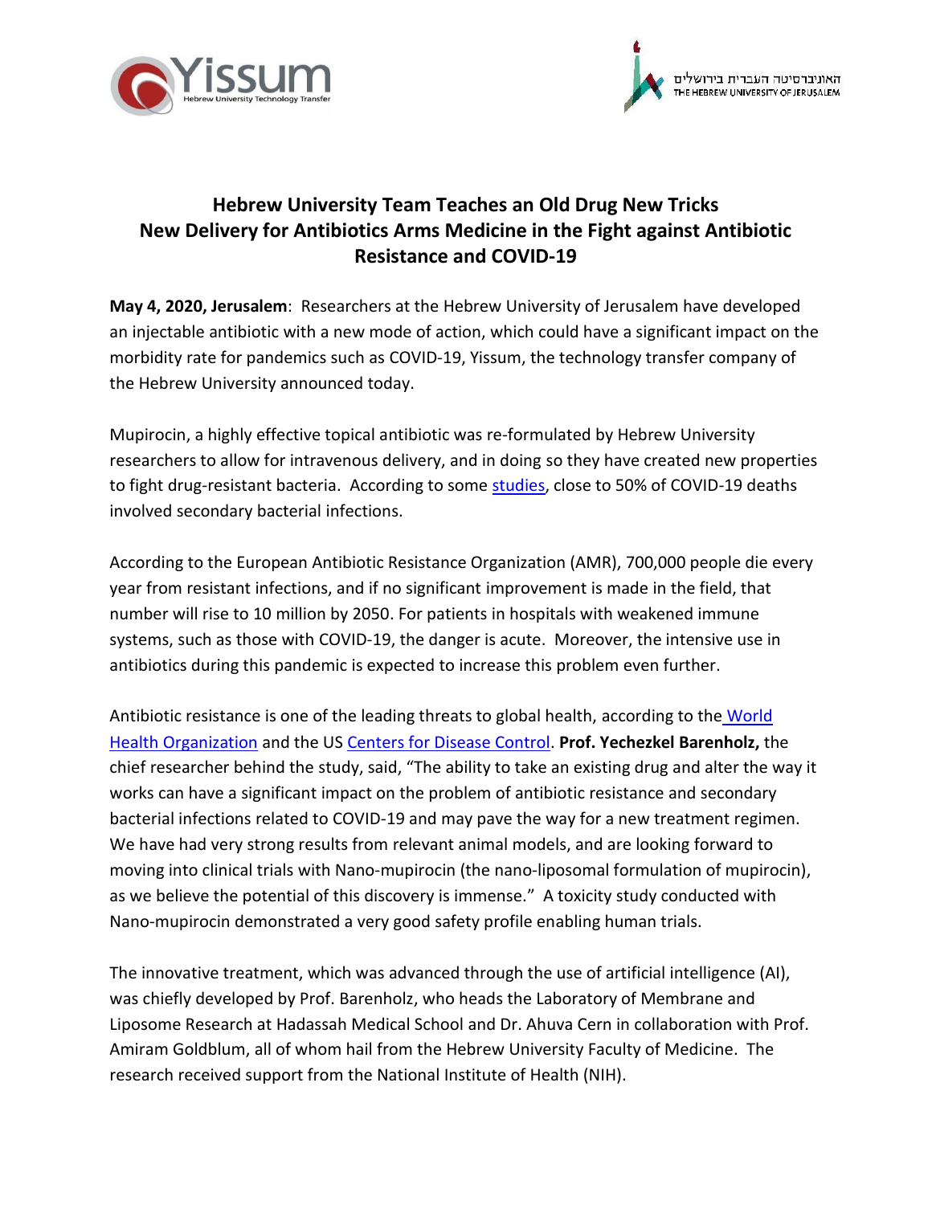Yissum
Hebrew University Technology Transfer

האוניברסיטה העברית בירושלים
THE HEBREW UNIVERSITY OF JERUSALEM

# Hebrew University Team Teaches an Old Drug New Tricks
## New Delivery for Antibiotics Arms Medicine in the Fight against Antibiotic Resistance and COVID-19

**May 4, 2020, Jerusalem**: Researchers at the Hebrew University of Jerusalem have developed an injectable antibiotic with a new mode of action, which could have a significant impact on the morbidity rate for pandemics such as COVID-19, Yissum, the technology transfer company of the Hebrew University announced today.

Mupirocin, a highly effective topical antibiotic was re-formulated by Hebrew University researchers to allow for intravenous delivery, and in doing so they have created new properties to fight drug-resistant bacteria. According to some studies, close to 50% of COVID-19 deaths involved secondary bacterial infections.

According to the European Antibiotic Resistance Organization (AMR), 700,000 people die every year from resistant infections, and if no significant improvement is made in the field, that number will rise to 10 million by 2050. For patients in hospitals with weakened immune systems, such as those with COVID-19, the danger is acute. Moreover, the intensive use in antibiotics during this pandemic is expected to increase this problem even further.

Antibiotic resistance is one of the leading threats to global health, according to the World Health Organization and the US Centers for Disease Control. **Prof. Yechezkel Barenholz,** the chief researcher behind the study, said, "The ability to take an existing drug and alter the way it works can have a significant impact on the problem of antibiotic resistance and secondary bacterial infections related to COVID-19 and may pave the way for a new treatment regimen. We have had very strong results from relevant animal models, and are looking forward to moving into clinical trials with Nano-mupirocin (the nano-liposomal formulation of mupirocin), as we believe the potential of this discovery is immense." A toxicity study conducted with Nano-mupirocin demonstrated a very good safety profile enabling human trials.

The innovative treatment, which was advanced through the use of artificial intelligence (AI), was chiefly developed by Prof. Barenholz, who heads the Laboratory of Membrane and Liposome Research at Hadassah Medical School and Dr. Ahuva Cern in collaboration with Prof. Amiram Goldblum, all of whom hail from the Hebrew University Faculty of Medicine. The research received support from the National Institute of Health (NIH).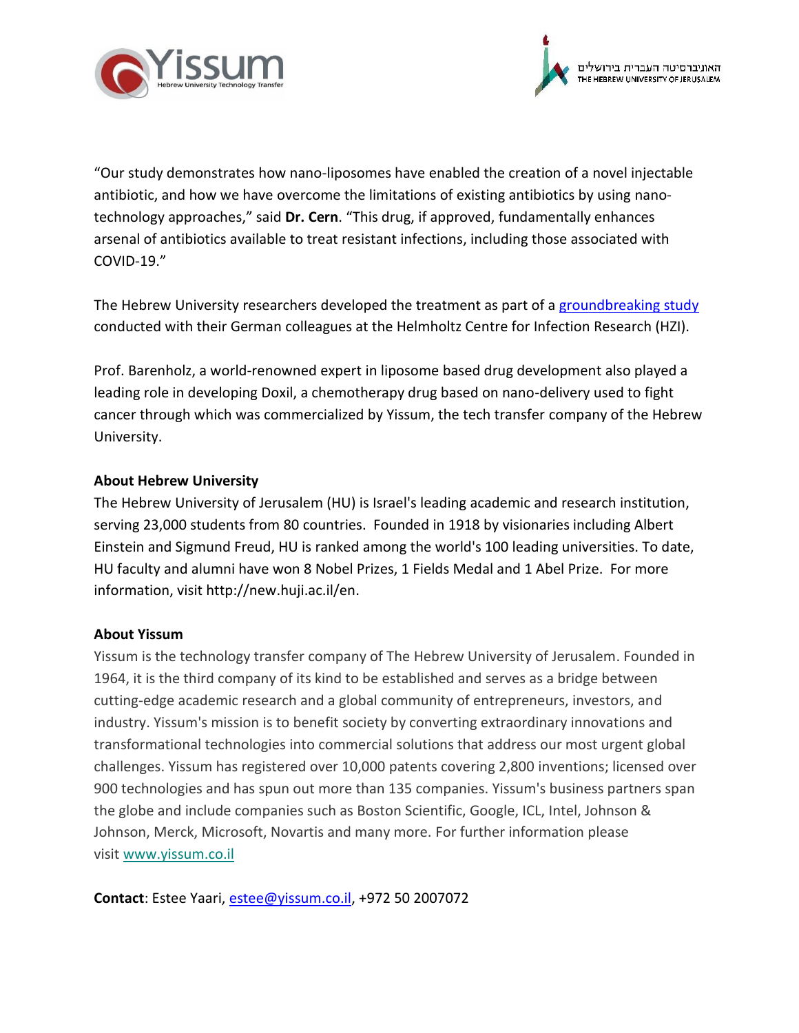"Our study demonstrates how nano-liposomes have enabled the creation of a novel injectable antibiotic, and how we have overcome the limitations of existing antibiotics by using nano-technology approaches," said **Dr. Cern**. "This drug, if approved, fundamentally enhances arsenal of antibiotics available to treat resistant infections, including those associated with COVID-19."

The Hebrew University researchers developed the treatment as part of a groundbreaking study conducted with their German colleagues at the Helmholtz Centre for Infection Research (HZI).

Prof. Barenholz, a world-renowned expert in liposome based drug development also played a leading role in developing Doxil, a chemotherapy drug based on nano-delivery used to fight cancer through which was commercialized by Yissum, the tech transfer company of the Hebrew University.

**About Hebrew University**
The Hebrew University of Jerusalem (HU) is Israel's leading academic and research institution, serving 23,000 students from 80 countries. Founded in 1918 by visionaries including Albert Einstein and Sigmund Freud, HU is ranked among the world's 100 leading universities. To date, HU faculty and alumni have won 8 Nobel Prizes, 1 Fields Medal and 1 Abel Prize. For more information, visit http://new.huji.ac.il/en.

**About Yissum**
Yissum is the technology transfer company of The Hebrew University of Jerusalem. Founded in 1964, it is the third company of its kind to be established and serves as a bridge between cutting-edge academic research and a global community of entrepreneurs, investors, and industry. Yissum's mission is to benefit society by converting extraordinary innovations and transformational technologies into commercial solutions that address our most urgent global challenges. Yissum has registered over 10,000 patents covering 2,800 inventions; licensed over 900 technologies and has spun out more than 135 companies. Yissum's business partners span the globe and include companies such as Boston Scientific, Google, ICL, Intel, Johnson & Johnson, Merck, Microsoft, Novartis and many more. For further information please visit www.yissum.co.il

**Contact**: Estee Yaari, estee@yissum.co.il, +972 50 2007072